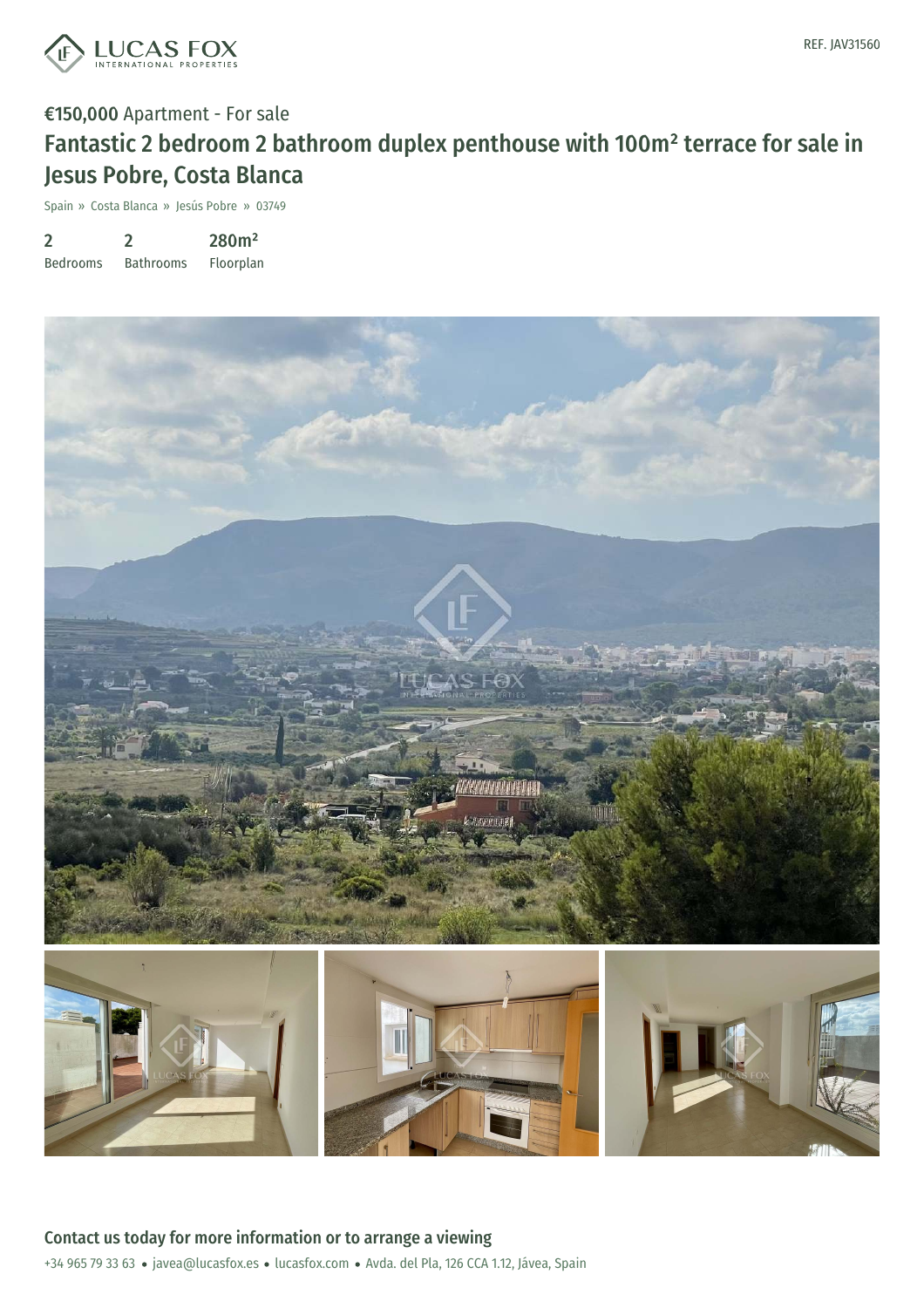REF. JAV31560

**€150,000** Apartment - For sale

# Fantastic 2 bedroom 2 bathroom duplex penthouse with 100m² terrace for sale in Jesus Pobre, Costa Blanca

Spain » Costa Blanca » Jesús Pobre » 03749

| 2 | 2 | 280m² |
| --- | --- | --- |
| Bedrooms | Bathrooms | Floorplan |

## Contact us today for more information or to arrange a viewing

+34 965 79 33 63 • javea@lucasfox.es • lucasfox.com • Avda. del Pla, 126 CCA 1.12, Jávea, Spain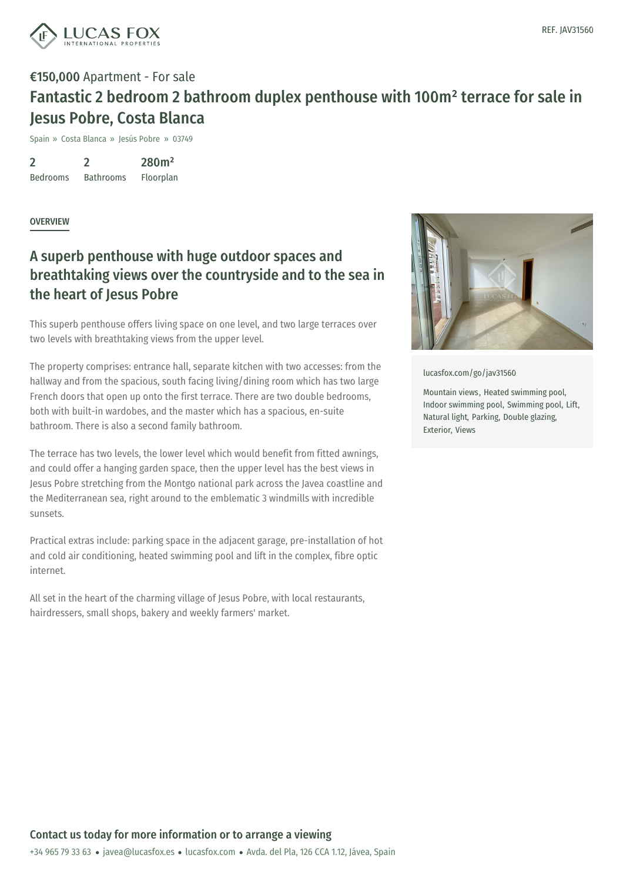REF. JAV31560

**€150,000** Apartment - For sale

# Fantastic 2 bedroom 2 bathroom duplex penthouse with 100m² terrace for sale in Jesus Pobre, Costa Blanca

Spain » Costa Blanca » Jesús Pobre » 03749

| 2 | 2 | 280m² |
| --- | --- | --- |
| Bedrooms | Bathrooms | Floorplan |

OVERVIEW

## A superb penthouse with huge outdoor spaces and breathtaking views over the countryside and to the sea in the heart of Jesus Pobre

This superb penthouse offers living space on one level, and two large terraces over two levels with breathtaking views from the upper level.

The property comprises: entrance hall, separate kitchen with two accesses: from the hallway and from the spacious, south facing living/dining room which has two large French doors that open up onto the first terrace. There are two double bedrooms, both with built-in wardobes, and the master which has a spacious, en-suite bathroom. There is also a second family bathroom.

The terrace has two levels, the lower level which would benefit from fitted awnings, and could offer a hanging garden space, then the upper level has the best views in Jesus Pobre stretching from the Montgo national park across the Javea coastline and the Mediterranean sea, right around to the emblematic 3 windmills with incredible sunsets.

Practical extras include: parking space in the adjacent garage, pre-installation of hot and cold air conditioning, heated swimming pool and lift in the complex, fibre optic internet.

All set in the heart of the charming village of Jesus Pobre, with local restaurants, hairdressers, small shops, bakery and weekly farmers' market.

lucasfox.com/go/jav31560

Mountain views, Heated swimming pool, Indoor swimming pool, Swimming pool, Lift, Natural light, Parking, Double glazing, Exterior, Views

**Contact us today for more information or to arrange a viewing**

+34 965 79 33 63 • javea@lucasfox.es • lucasfox.com • Avda. del Pla, 126 CCA 1.12, Jávea, Spain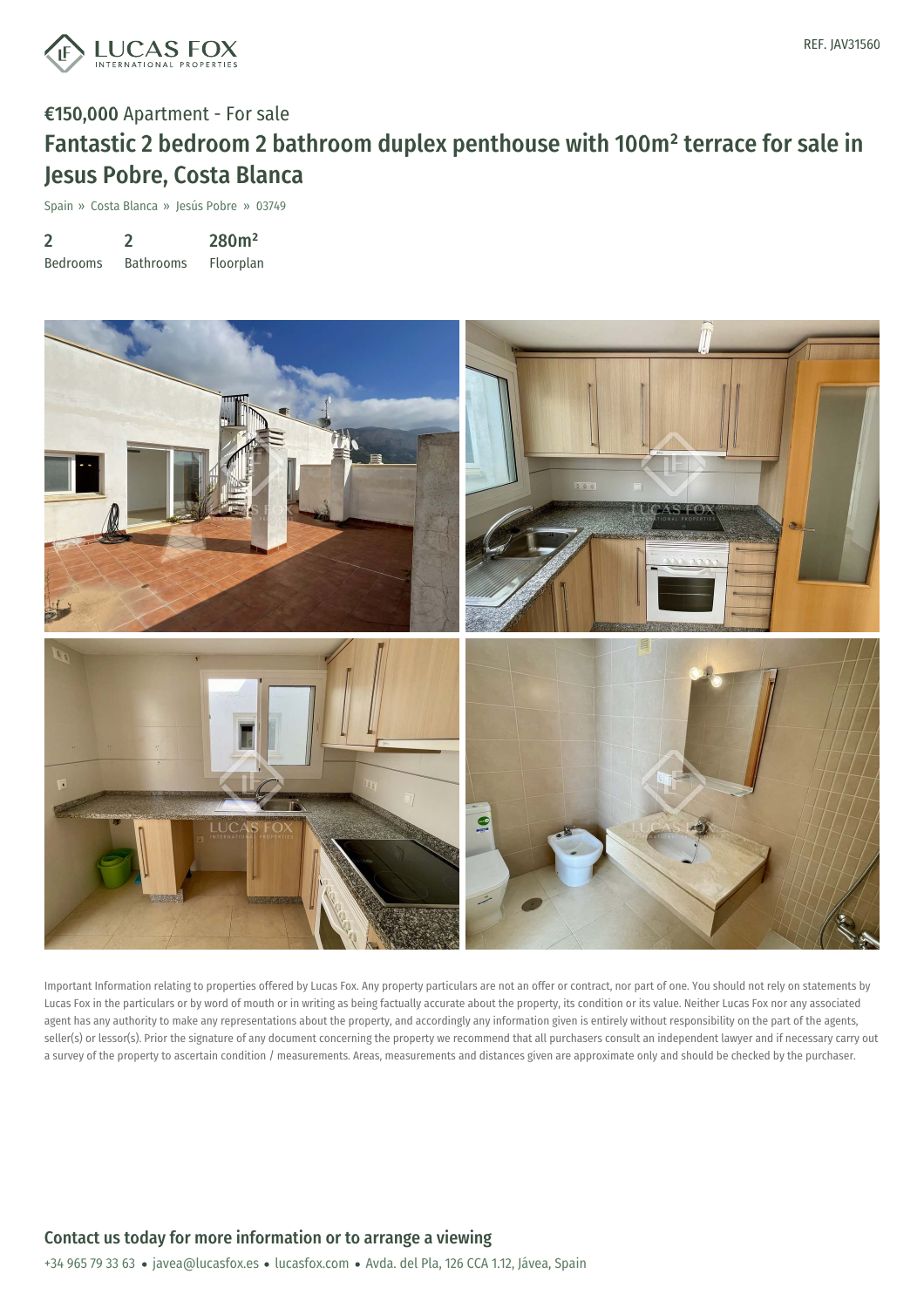REF. JAV31560

€150,000 Apartment - For sale

# Fantastic 2 bedroom 2 bathroom duplex penthouse with 100m² terrace for sale in Jesus Pobre, Costa Blanca

Spain » Costa Blanca » Jesús Pobre » 03749

| 2 | 2 | 280m² |
| --- | --- | --- |
| Bedrooms | Bathrooms | Floorplan |

Important Information relating to properties offered by Lucas Fox. Any property particulars are not an offer or contract, nor part of one. You should not rely on statements by Lucas Fox in the particulars or by word of mouth or in writing as being factually accurate about the property, its condition or its value. Neither Lucas Fox nor any associated agent has any authority to make any representations about the property, and accordingly any information given is entirely without responsibility on the part of the agents, seller(s) or lessor(s). Prior the signature of any document concerning the property we recommend that all purchasers consult an independent lawyer and if necessary carry out a survey of the property to ascertain condition / measurements. Areas, measurements and distances given are approximate only and should be checked by the purchaser.

## Contact us today for more information or to arrange a viewing

+34 965 79 33 63 • javea@lucasfox.es • lucasfox.com • Avda. del Pla, 126 CCA 1.12, Jávea, Spain